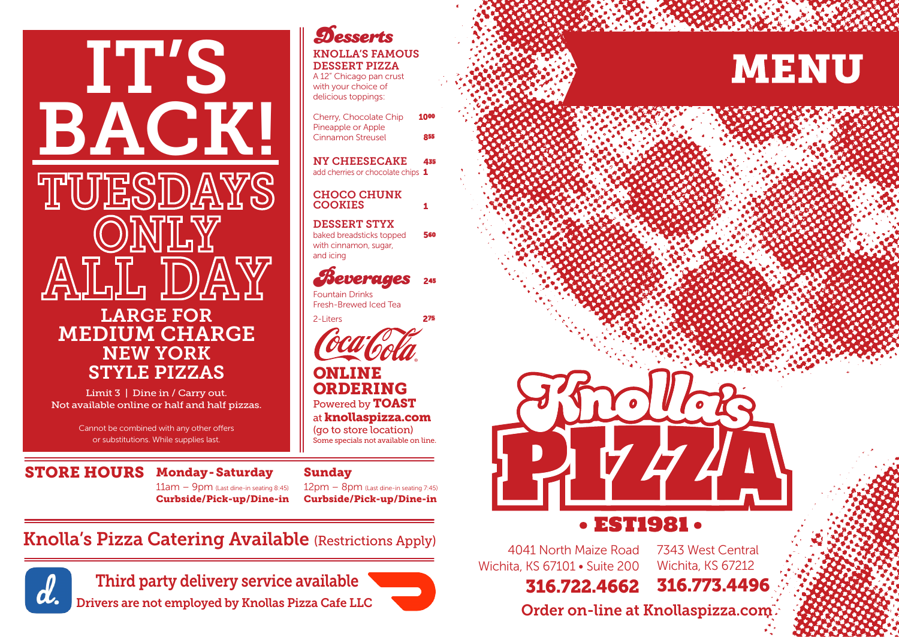# IT'S BACK!

## TUESDAYS ONLY ALL DAY

### LARGE FOR MEDIUM CHARGE NEW YORK STYLE PIZZAS

Limit 3 | Dine in / Carry out.
Not available online or half and half pizzas.

Cannot be combined with any other offers or substitutions. While supplies last.

## Desserts

**KNOLLA'S FAMOUS DESSERT PIZZA**
A 12" Chicago pan crust with your choice of delicious toppings:

| | |
|---|---|
| Cherry, Chocolate Chip Pineapple or Apple | 10⁰⁰ |
| Cinnamon Streusel | 8⁵⁵ |

**NY CHEESECAKE** 4³⁵
add cherries or chocolate chips 1

**CHOCO CHUNK COOKIES** 1

**DESSERT STYX** 5⁶⁰
baked breadsticks topped with cinnamon, sugar, and icing

## Beverages 2⁴⁵

Fountain Drinks
Fresh-Brewed Iced Tea

2-Liters 2⁷⁵

Coca-Cola

## ONLINE ORDERING

Powered by **TOAST**
at **knollaspizza.com**
(go to store location)
Some specials not available on line.

## STORE HOURS

**Monday - Saturday**
11am – 9pm (Last dine-in seating 8:45)
**Curbside/Pick-up/Dine-in**

**Sunday**
12pm – 8pm (Last dine-in seating 7:45)
**Curbside/Pick-up/Dine-in**

## Knolla's Pizza Catering Available (Restrictions Apply)

Third party delivery service available
Drivers are not employed by Knollas Pizza Cafe LLC

# MENU

# Knolla's PIZZA

• EST1981 •

4041 North Maize Road
Wichita, KS 67101 • Suite 200
**316.722.4662**

7343 West Central
Wichita, KS 67212
**316.773.4496**

Order on-line at Knollaspizza.com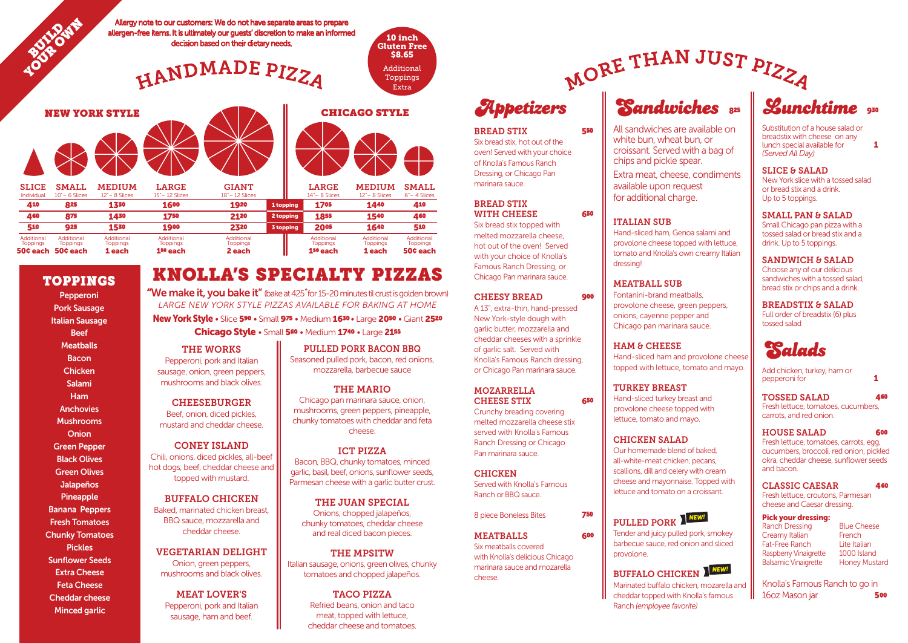BUILD YOUR OWN

Allergy note to our customers: We do not have separate areas to prepare allergen-free items. It is ultimately our guests' discretion to make an informed decision based on their dietary needs.

# HANDMADE PIZZA

**10 inch Gluten Free $8.65**
Additional Toppings Extra

| | NEW YORK STYLE | | | | | | CHICAGO STYLE | | |
|---|---|---|---|---|---|---|---|---|---|
| **SLICE** Individual | **SMALL** 10" – 6 Slices | **MEDIUM** 12" – 8 Slices | **LARGE** 15" – 12 Slices | **GIANT** 18" – 12 Slices | | | **LARGE** 14" – 8 Slices | **MEDIUM** 12" – 8 Slices | **SMALL** 6" – 4 Slices |
| 4.10 | 8.25 | 13.30 | 16.00 | 19.20 | 1 topping | | 17.05 | 14.40 | 4.10 |
| 4.60 | 8.75 | 14.30 | 17.50 | 21.20 | 2 topping | | 18.55 | 15.40 | 4.60 |
| 5.10 | 9.25 | 15.30 | 19.00 | 23.20 | 3 topping | | 20.05 | 16.40 | 5.10 |
| Additional Toppings 50¢ each | Additional Toppings 50¢ each | Additional Toppings 1 each | Additional Toppings 1.50 each | Additional Toppings 2 each | | | Additional Toppings 1.50 each | Additional Toppings 1 each | Additional Toppings 50¢ each |

## TOPPINGS

- Pepperoni
- Pork Sausage
- Italian Sausage
- Beef
- Meatballs
- Bacon
- Chicken
- Salami
- Ham
- Anchovies
- Mushrooms
- Onion
- Green Pepper
- Black Olives
- Green Olives
- Jalapeños
- Pineapple
- Banana Peppers
- Fresh Tomatoes
- Chunky Tomatoes
- Pickles
- Sunflower Seeds
- Extra Cheese
- Feta Cheese
- Cheddar cheese
- Minced garlic

## KNOLLA'S SPECIALTY PIZZAS

**"We make it, you bake it"** (bake at 425° for 15-20 minutes til crust is golden brown)
*LARGE NEW YORK STYLE PIZZAS AVAILABLE FOR BAKING AT HOME*

**New York Style** • Slice 5.90 • Small 9.75 • Medium 16.30 • Large 20.50 • Giant 25.20

**Chicago Style** • Small 5.60 • Medium 17.40 • Large 21.55

### THE WORKS
Pepperoni, pork and Italian sausage, onion, green peppers, mushrooms and black olives.

### CHEESEBURGER
Beef, onion, diced pickles, mustard and cheddar cheese.

### CONEY ISLAND
Chili, onions, diced pickles, all-beef hot dogs, beef, cheddar cheese and topped with mustard.

### BUFFALO CHICKEN
Baked, marinated chicken breast, BBQ sauce, mozzarella and cheddar cheese.

### VEGETARIAN DELIGHT
Onion, green peppers, mushrooms and black olives.

### MEAT LOVER'S
Pepperoni, pork and Italian sausage, ham and beef.

### PULLED PORK BACON BBQ
Seasoned pulled pork, bacon, red onions, mozzarella, barbecue sauce

### THE MARIO
Chicago pan marinara sauce, onion, mushrooms, green peppers, pineapple, chunky tomatoes with cheddar and feta cheese.

### ICT PIZZA
Bacon, BBQ, chunky tomatoes, minced garlic, basil, beef, onions, sunflower seeds, Parmesan cheese with a garlic butter crust.

### THE JUAN SPECIAL
Onions, chopped jalapeños, chunky tomatoes, cheddar cheese and real diced bacon pieces.

### THE MPSITW
Italian sausage, onions, green olives, chunky tomatoes and chopped jalapeños.

### TACO PIZZA
Refried beans, onion and taco meat, topped with lettuce, cheddar cheese and tomatoes.

# MORE THAN JUST PIZZA

## Appetizers

### BREAD STIX — 5.50
Six bread stix, hot out of the oven! Served with your choice of Knolla's Famous Ranch Dressing, or Chicago Pan marinara sauce.

### BREAD STIX WITH CHEESE — 6.50
Six bread stix topped with melted mozzarella cheese, hot out of the oven! Served with your choice of Knolla's Famous Ranch Dressing, or Chicago Pan marinara sauce.

### CHEESY BREAD — 9.00
A 13", extra-thin, hand-pressed New York-style dough with garlic butter, mozzarella and cheddar cheeses with a sprinkle of garlic salt. Served with Knolla's Famous Ranch dressing, or Chicago Pan marinara sauce.

### MOZARRELLA CHEESE STIX — 6.50
Crunchy breading covering melted mozzarella cheese stix served with Knolla's Famous Ranch Dressing or Chicago Pan marinara sauce.

### CHICKEN
Served with Knolla's Famous Ranch or BBQ sauce.

8 piece Boneless Bites — 7.50

### MEATBALLS — 6.00
Six meatballs covered with Knolla's delicious Chicago marinara sauce and mozarella cheese.

## Sandwiches — 8.25

All sandwiches are available on white bun, wheat bun, or croissant. Served with a bag of chips and pickle spear.

Extra meat, cheese, condiments available upon request for additional charge.

### ITALIAN SUB
Hand-sliced ham, Genoa salami and provolone cheese topped with lettuce, tomato and Knolla's own creamy Italian dressing!

### MEATBALL SUB
Fontanini-brand meatballs, provolone cheese, green peppers, onions, cayenne pepper and Chicago pan marinara sauce.

### HAM & CHEESE
Hand-sliced ham and provolone cheese topped with lettuce, tomato and mayo.

### TURKEY BREAST
Hand-sliced turkey breast and provolone cheese topped with lettuce, tomato and mayo.

### CHICKEN SALAD
Our homemade blend of baked, all-white-meat chicken, pecans, scallions, dill and celery with cream cheese and mayonnaise. Topped with lettuce and tomato on a croissant.

### PULLED PORK *NEW!*
Tender and juicy pulled pork, smokey barbecue sauce, red onion and sliced provolone.

### BUFFALO CHICKEN *NEW!*
Marinated buffalo chicken, mozarella and cheddar topped with Knolla's famous Ranch *(employee favorite)*

## Lunchtime — 9.30

Substitution of a house salad or breadstix with cheese on any lunch special available for — 1
*(Served All Day)*

### SLICE & SALAD
New York slice with a tossed salad or bread stix and a drink. Up to 5 toppings.

### SMALL PAN & SALAD
Small Chicago pan pizza with a tossed salad or bread stix and a drink. Up to 5 toppings.

### SANDWICH & SALAD
Choose any of our delicious sandwiches with a tossed salad, bread stix or chips and a drink.

### BREADSTIX & SALAD
Full order of breadstix (6) plus tossed salad

## Salads

Add chicken, turkey, ham or pepperoni for — 1

### TOSSED SALAD — 4.60
Fresh lettuce, tomatoes, cucumbers, carrots, and red onion.

### HOUSE SALAD — 6.00
Fresh lettuce, tomatoes, carrots, egg, cucumbers, broccoli, red onion, pickled okra, cheddar cheese, sunflower seeds and bacon.

### CLASSIC CAESAR — 4.60
Fresh lettuce, croutons, Parmesan cheese and Caesar dressing.

**Pick your dressing:**

- Ranch Dressing
- Creamy Italian
- Fat-Free Ranch
- Raspberry Vinaigrette
- Balsamic Vinaigrette
- Blue Cheese
- French
- Lite Italian
- 1000 Island
- Honey Mustard

Knolla's Famous Ranch to go in 16oz Mason jar — 5.00